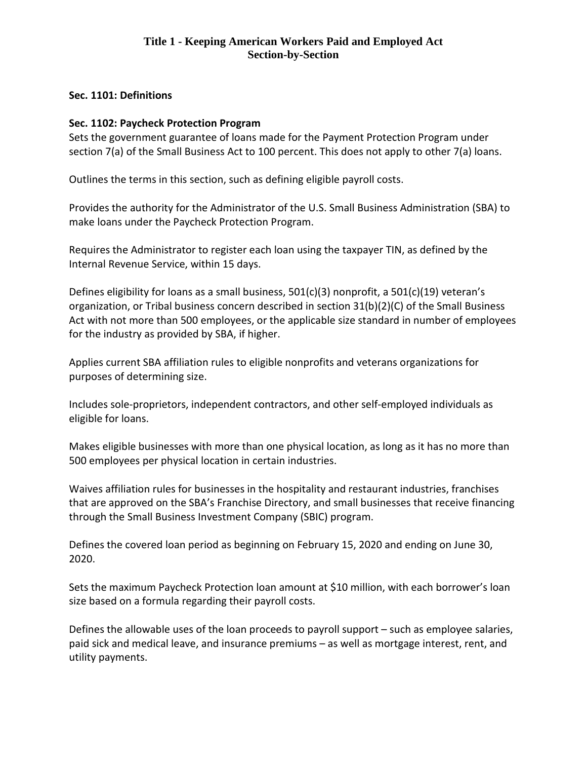# Title 1 - Keeping American Workers Paid and Employed Act
## Section-by-Section

### Sec. 1101: Definitions

### Sec. 1102: Paycheck Protection Program

Sets the government guarantee of loans made for the Payment Protection Program under section 7(a) of the Small Business Act to 100 percent. This does not apply to other 7(a) loans.

Outlines the terms in this section, such as defining eligible payroll costs.

Provides the authority for the Administrator of the U.S. Small Business Administration (SBA) to make loans under the Paycheck Protection Program.

Requires the Administrator to register each loan using the taxpayer TIN, as defined by the Internal Revenue Service, within 15 days.

Defines eligibility for loans as a small business, 501(c)(3) nonprofit, a 501(c)(19) veteran's organization, or Tribal business concern described in section 31(b)(2)(C) of the Small Business Act with not more than 500 employees, or the applicable size standard in number of employees for the industry as provided by SBA, if higher.

Applies current SBA affiliation rules to eligible nonprofits and veterans organizations for purposes of determining size.

Includes sole-proprietors, independent contractors, and other self-employed individuals as eligible for loans.

Makes eligible businesses with more than one physical location, as long as it has no more than 500 employees per physical location in certain industries.

Waives affiliation rules for businesses in the hospitality and restaurant industries, franchises that are approved on the SBA's Franchise Directory, and small businesses that receive financing through the Small Business Investment Company (SBIC) program.

Defines the covered loan period as beginning on February 15, 2020 and ending on June 30, 2020.

Sets the maximum Paycheck Protection loan amount at $10 million, with each borrower's loan size based on a formula regarding their payroll costs.

Defines the allowable uses of the loan proceeds to payroll support – such as employee salaries, paid sick and medical leave, and insurance premiums – as well as mortgage interest, rent, and utility payments.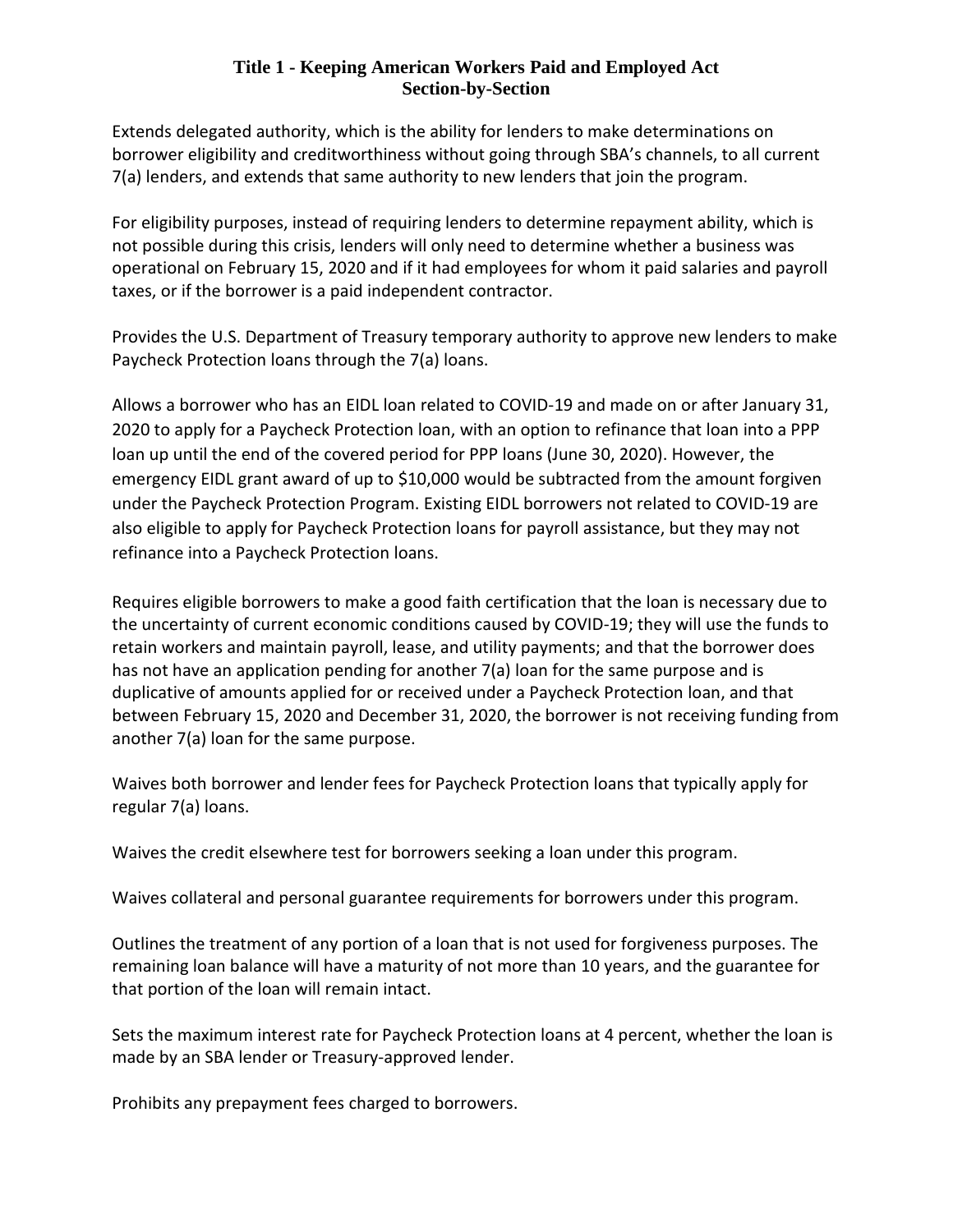# Title 1 - Keeping American Workers Paid and Employed Act
## Section-by-Section

Extends delegated authority, which is the ability for lenders to make determinations on borrower eligibility and creditworthiness without going through SBA's channels, to all current 7(a) lenders, and extends that same authority to new lenders that join the program.

For eligibility purposes, instead of requiring lenders to determine repayment ability, which is not possible during this crisis, lenders will only need to determine whether a business was operational on February 15, 2020 and if it had employees for whom it paid salaries and payroll taxes, or if the borrower is a paid independent contractor.

Provides the U.S. Department of Treasury temporary authority to approve new lenders to make Paycheck Protection loans through the 7(a) loans.

Allows a borrower who has an EIDL loan related to COVID-19 and made on or after January 31, 2020 to apply for a Paycheck Protection loan, with an option to refinance that loan into a PPP loan up until the end of the covered period for PPP loans (June 30, 2020). However, the emergency EIDL grant award of up to $10,000 would be subtracted from the amount forgiven under the Paycheck Protection Program. Existing EIDL borrowers not related to COVID-19 are also eligible to apply for Paycheck Protection loans for payroll assistance, but they may not refinance into a Paycheck Protection loans.

Requires eligible borrowers to make a good faith certification that the loan is necessary due to the uncertainty of current economic conditions caused by COVID-19; they will use the funds to retain workers and maintain payroll, lease, and utility payments; and that the borrower does has not have an application pending for another 7(a) loan for the same purpose and is duplicative of amounts applied for or received under a Paycheck Protection loan, and that between February 15, 2020 and December 31, 2020, the borrower is not receiving funding from another 7(a) loan for the same purpose.

Waives both borrower and lender fees for Paycheck Protection loans that typically apply for regular 7(a) loans.

Waives the credit elsewhere test for borrowers seeking a loan under this program.

Waives collateral and personal guarantee requirements for borrowers under this program.

Outlines the treatment of any portion of a loan that is not used for forgiveness purposes. The remaining loan balance will have a maturity of not more than 10 years, and the guarantee for that portion of the loan will remain intact.

Sets the maximum interest rate for Paycheck Protection loans at 4 percent, whether the loan is made by an SBA lender or Treasury-approved lender.

Prohibits any prepayment fees charged to borrowers.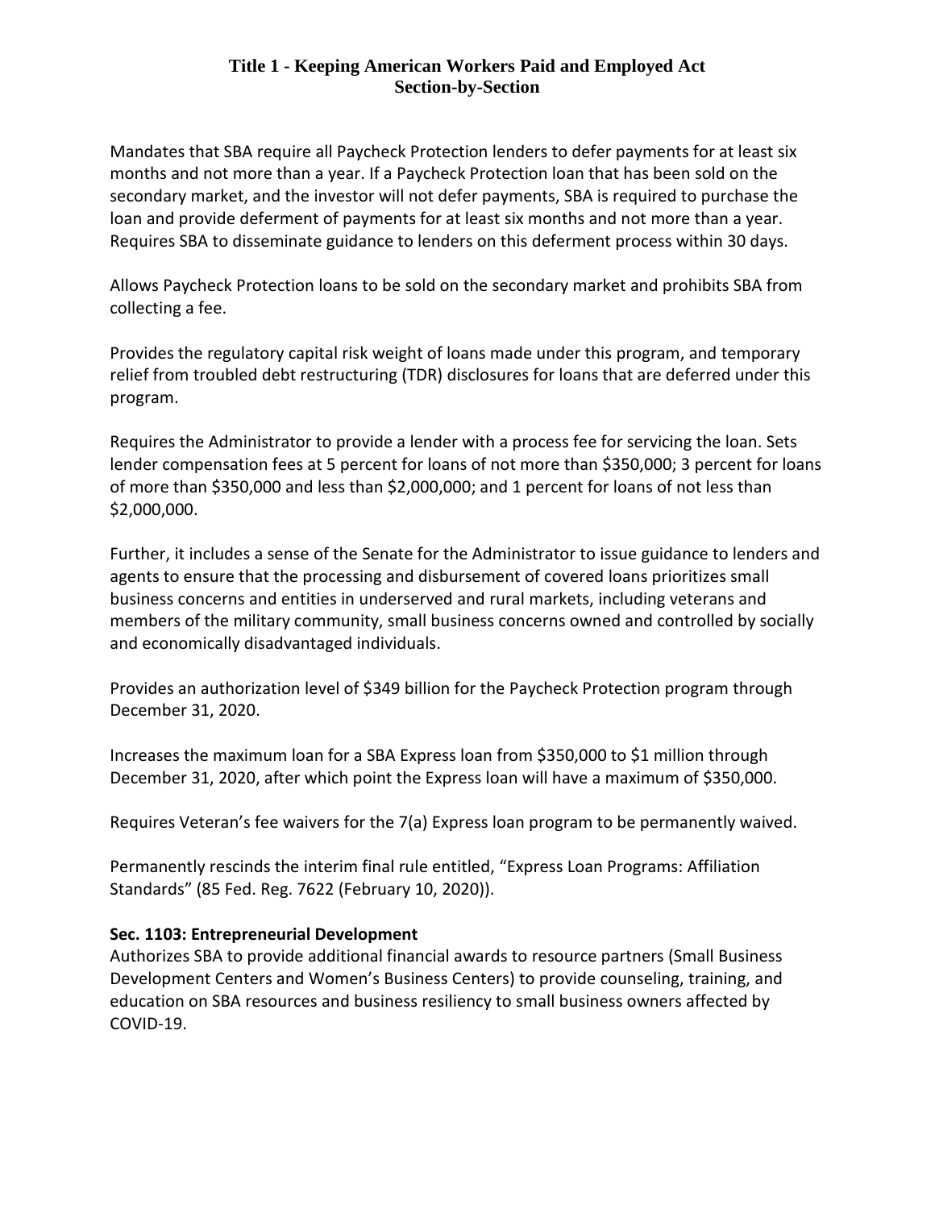Mandates that SBA require all Paycheck Protection lenders to defer payments for at least six months and not more than a year. If a Paycheck Protection loan that has been sold on the secondary market, and the investor will not defer payments, SBA is required to purchase the loan and provide deferment of payments for at least six months and not more than a year. Requires SBA to disseminate guidance to lenders on this deferment process within 30 days.

Allows Paycheck Protection loans to be sold on the secondary market and prohibits SBA from collecting a fee.

Provides the regulatory capital risk weight of loans made under this program, and temporary relief from troubled debt restructuring (TDR) disclosures for loans that are deferred under this program.

Requires the Administrator to provide a lender with a process fee for servicing the loan. Sets lender compensation fees at 5 percent for loans of not more than $350,000; 3 percent for loans of more than $350,000 and less than $2,000,000; and 1 percent for loans of not less than $2,000,000.

Further, it includes a sense of the Senate for the Administrator to issue guidance to lenders and agents to ensure that the processing and disbursement of covered loans prioritizes small business concerns and entities in underserved and rural markets, including veterans and members of the military community, small business concerns owned and controlled by socially and economically disadvantaged individuals.

Provides an authorization level of $349 billion for the Paycheck Protection program through December 31, 2020.

Increases the maximum loan for a SBA Express loan from $350,000 to $1 million through December 31, 2020, after which point the Express loan will have a maximum of $350,000.

Requires Veteran's fee waivers for the 7(a) Express loan program to be permanently waived.

Permanently rescinds the interim final rule entitled, "Express Loan Programs: Affiliation Standards" (85 Fed. Reg. 7622 (February 10, 2020)).

**Sec. 1103: Entrepreneurial Development**

Authorizes SBA to provide additional financial awards to resource partners (Small Business Development Centers and Women's Business Centers) to provide counseling, training, and education on SBA resources and business resiliency to small business owners affected by COVID-19.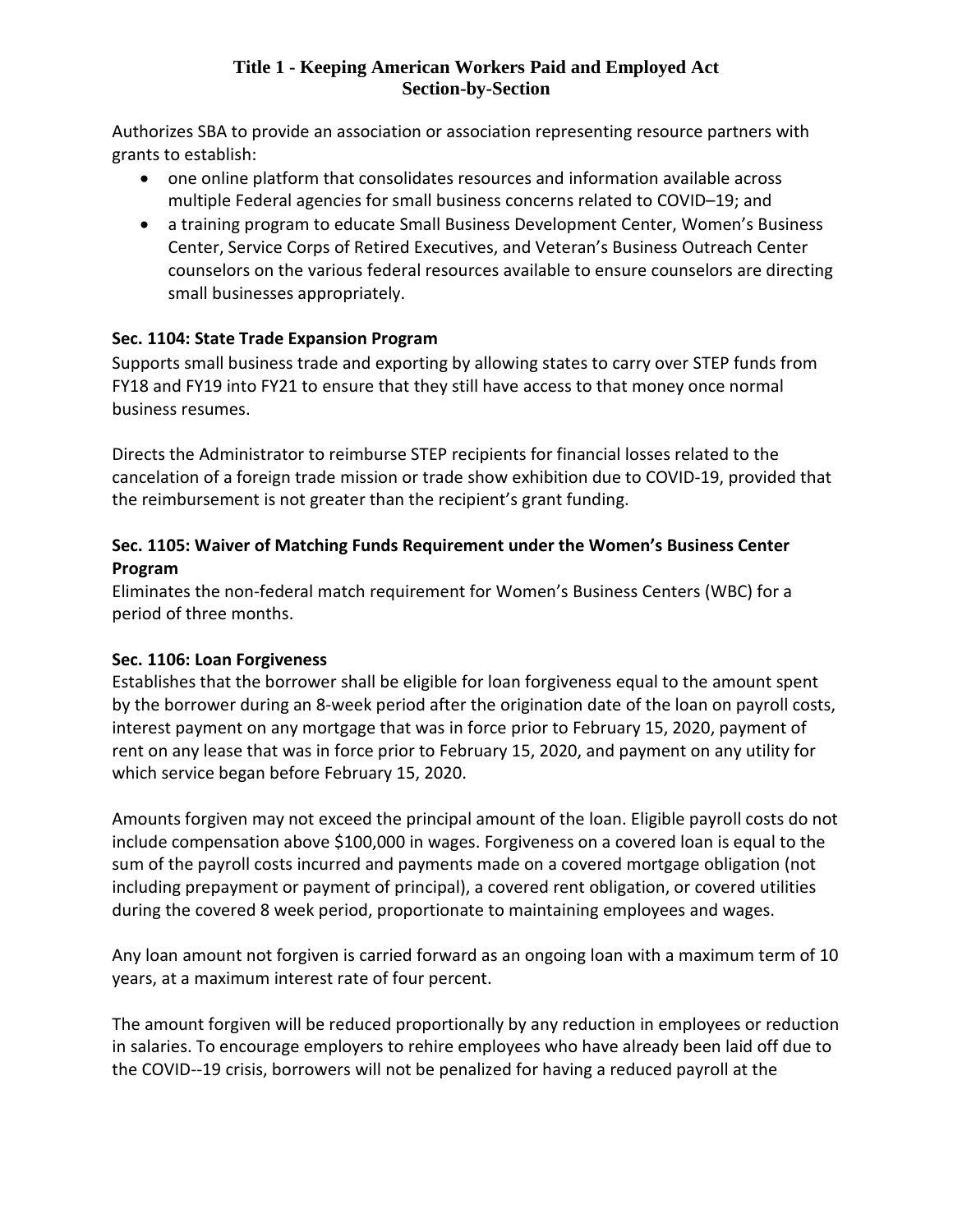# Title 1 - Keeping American Workers Paid and Employed Act
## Section-by-Section

Authorizes SBA to provide an association or association representing resource partners with grants to establish:

- one online platform that consolidates resources and information available across multiple Federal agencies for small business concerns related to COVID–19; and
- a training program to educate Small Business Development Center, Women's Business Center, Service Corps of Retired Executives, and Veteran's Business Outreach Center counselors on the various federal resources available to ensure counselors are directing small businesses appropriately.

**Sec. 1104: State Trade Expansion Program**

Supports small business trade and exporting by allowing states to carry over STEP funds from FY18 and FY19 into FY21 to ensure that they still have access to that money once normal business resumes.

Directs the Administrator to reimburse STEP recipients for financial losses related to the cancelation of a foreign trade mission or trade show exhibition due to COVID-19, provided that the reimbursement is not greater than the recipient's grant funding.

**Sec. 1105: Waiver of Matching Funds Requirement under the Women's Business Center Program**

Eliminates the non-federal match requirement for Women's Business Centers (WBC) for a period of three months.

**Sec. 1106: Loan Forgiveness**

Establishes that the borrower shall be eligible for loan forgiveness equal to the amount spent by the borrower during an 8-week period after the origination date of the loan on payroll costs, interest payment on any mortgage that was in force prior to February 15, 2020, payment of rent on any lease that was in force prior to February 15, 2020, and payment on any utility for which service began before February 15, 2020.

Amounts forgiven may not exceed the principal amount of the loan. Eligible payroll costs do not include compensation above $100,000 in wages. Forgiveness on a covered loan is equal to the sum of the payroll costs incurred and payments made on a covered mortgage obligation (not including prepayment or payment of principal), a covered rent obligation, or covered utilities during the covered 8 week period, proportionate to maintaining employees and wages.

Any loan amount not forgiven is carried forward as an ongoing loan with a maximum term of 10 years, at a maximum interest rate of four percent.

The amount forgiven will be reduced proportionally by any reduction in employees or reduction in salaries. To encourage employers to rehire employees who have already been laid off due to the COVID--19 crisis, borrowers will not be penalized for having a reduced payroll at the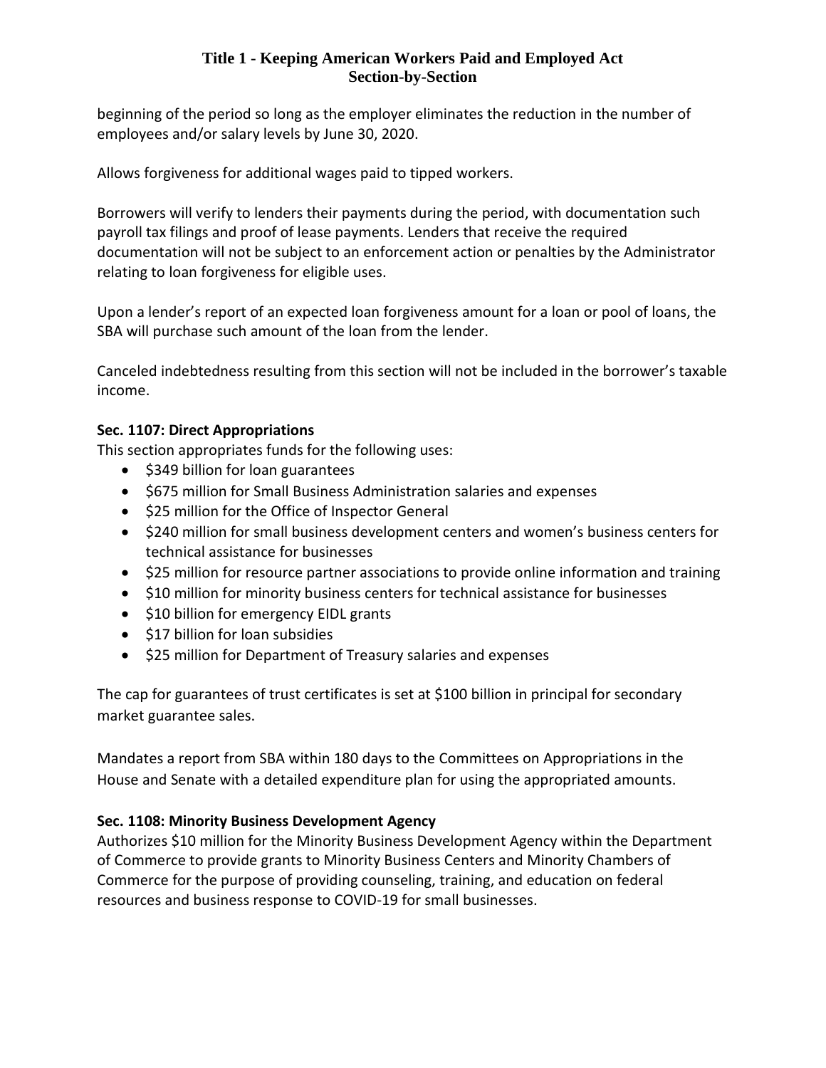beginning of the period so long as the employer eliminates the reduction in the number of employees and/or salary levels by June 30, 2020.

Allows forgiveness for additional wages paid to tipped workers.

Borrowers will verify to lenders their payments during the period, with documentation such payroll tax filings and proof of lease payments. Lenders that receive the required documentation will not be subject to an enforcement action or penalties by the Administrator relating to loan forgiveness for eligible uses.

Upon a lender's report of an expected loan forgiveness amount for a loan or pool of loans, the SBA will purchase such amount of the loan from the lender.

Canceled indebtedness resulting from this section will not be included in the borrower's taxable income.

**Sec. 1107: Direct Appropriations**

This section appropriates funds for the following uses:

- $349 billion for loan guarantees
- $675 million for Small Business Administration salaries and expenses
- $25 million for the Office of Inspector General
- $240 million for small business development centers and women's business centers for technical assistance for businesses
- $25 million for resource partner associations to provide online information and training
- $10 million for minority business centers for technical assistance for businesses
- $10 billion for emergency EIDL grants
- $17 billion for loan subsidies
- $25 million for Department of Treasury salaries and expenses

The cap for guarantees of trust certificates is set at $100 billion in principal for secondary market guarantee sales.

Mandates a report from SBA within 180 days to the Committees on Appropriations in the House and Senate with a detailed expenditure plan for using the appropriated amounts.

**Sec. 1108: Minority Business Development Agency**

Authorizes $10 million for the Minority Business Development Agency within the Department of Commerce to provide grants to Minority Business Centers and Minority Chambers of Commerce for the purpose of providing counseling, training, and education on federal resources and business response to COVID-19 for small businesses.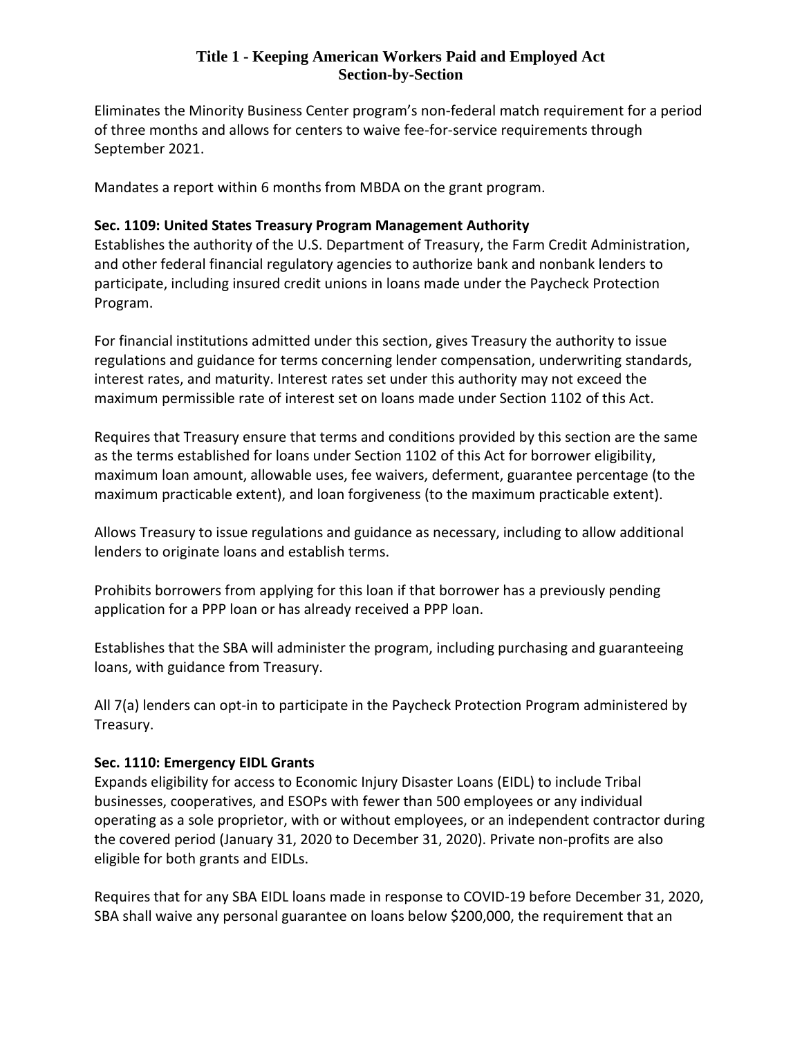**Title 1 - Keeping American Workers Paid and Employed Act**
**Section-by-Section**

Eliminates the Minority Business Center program's non-federal match requirement for a period of three months and allows for centers to waive fee-for-service requirements through September 2021.

Mandates a report within 6 months from MBDA on the grant program.

**Sec. 1109: United States Treasury Program Management Authority**

Establishes the authority of the U.S. Department of Treasury, the Farm Credit Administration, and other federal financial regulatory agencies to authorize bank and nonbank lenders to participate, including insured credit unions in loans made under the Paycheck Protection Program.

For financial institutions admitted under this section, gives Treasury the authority to issue regulations and guidance for terms concerning lender compensation, underwriting standards, interest rates, and maturity. Interest rates set under this authority may not exceed the maximum permissible rate of interest set on loans made under Section 1102 of this Act.

Requires that Treasury ensure that terms and conditions provided by this section are the same as the terms established for loans under Section 1102 of this Act for borrower eligibility, maximum loan amount, allowable uses, fee waivers, deferment, guarantee percentage (to the maximum practicable extent), and loan forgiveness (to the maximum practicable extent).

Allows Treasury to issue regulations and guidance as necessary, including to allow additional lenders to originate loans and establish terms.

Prohibits borrowers from applying for this loan if that borrower has a previously pending application for a PPP loan or has already received a PPP loan.

Establishes that the SBA will administer the program, including purchasing and guaranteeing loans, with guidance from Treasury.

All 7(a) lenders can opt-in to participate in the Paycheck Protection Program administered by Treasury.

**Sec. 1110: Emergency EIDL Grants**

Expands eligibility for access to Economic Injury Disaster Loans (EIDL) to include Tribal businesses, cooperatives, and ESOPs with fewer than 500 employees or any individual operating as a sole proprietor, with or without employees, or an independent contractor during the covered period (January 31, 2020 to December 31, 2020). Private non-profits are also eligible for both grants and EIDLs.

Requires that for any SBA EIDL loans made in response to COVID-19 before December 31, 2020, SBA shall waive any personal guarantee on loans below $200,000, the requirement that an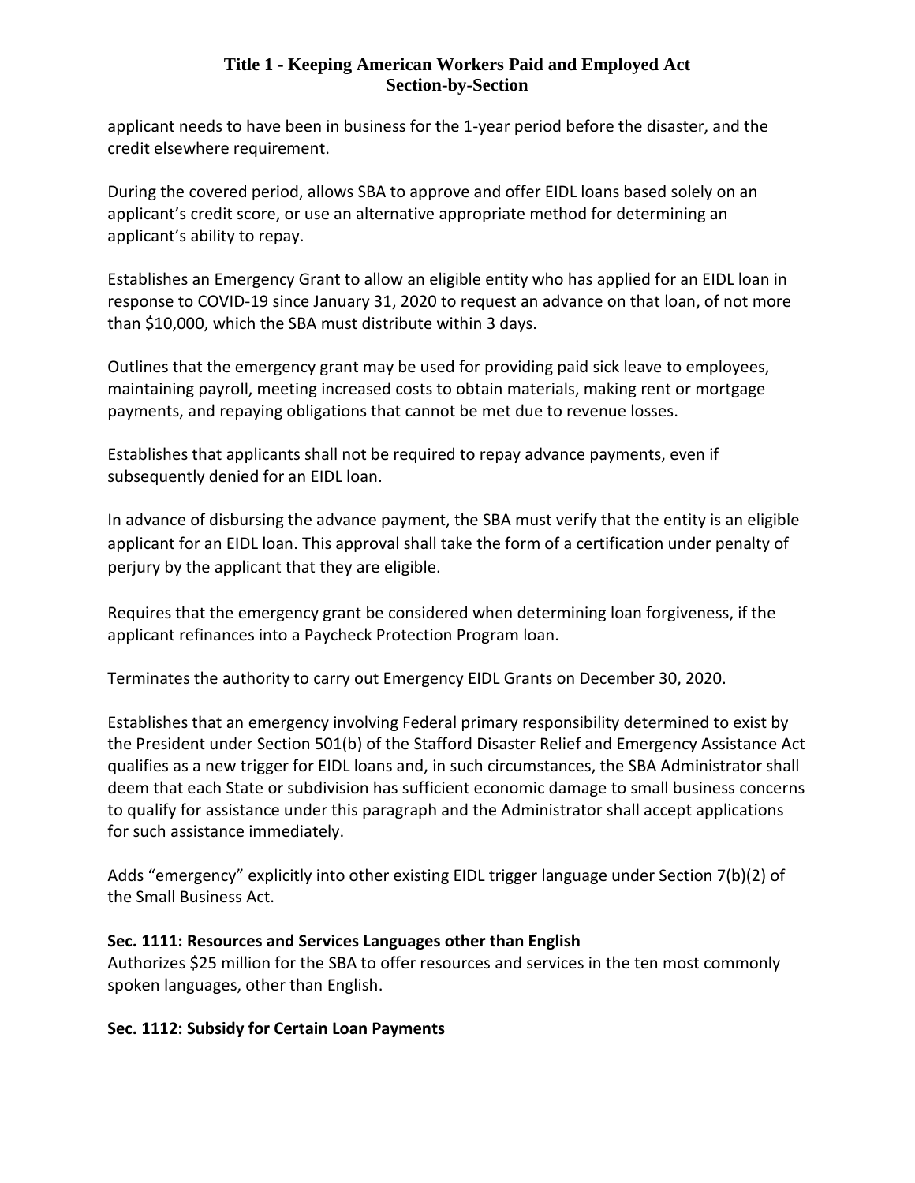applicant needs to have been in business for the 1-year period before the disaster, and the credit elsewhere requirement.

During the covered period, allows SBA to approve and offer EIDL loans based solely on an applicant's credit score, or use an alternative appropriate method for determining an applicant's ability to repay.

Establishes an Emergency Grant to allow an eligible entity who has applied for an EIDL loan in response to COVID-19 since January 31, 2020 to request an advance on that loan, of not more than $10,000, which the SBA must distribute within 3 days.

Outlines that the emergency grant may be used for providing paid sick leave to employees, maintaining payroll, meeting increased costs to obtain materials, making rent or mortgage payments, and repaying obligations that cannot be met due to revenue losses.

Establishes that applicants shall not be required to repay advance payments, even if subsequently denied for an EIDL loan.

In advance of disbursing the advance payment, the SBA must verify that the entity is an eligible applicant for an EIDL loan. This approval shall take the form of a certification under penalty of perjury by the applicant that they are eligible.

Requires that the emergency grant be considered when determining loan forgiveness, if the applicant refinances into a Paycheck Protection Program loan.

Terminates the authority to carry out Emergency EIDL Grants on December 30, 2020.

Establishes that an emergency involving Federal primary responsibility determined to exist by the President under Section 501(b) of the Stafford Disaster Relief and Emergency Assistance Act qualifies as a new trigger for EIDL loans and, in such circumstances, the SBA Administrator shall deem that each State or subdivision has sufficient economic damage to small business concerns to qualify for assistance under this paragraph and the Administrator shall accept applications for such assistance immediately.

Adds "emergency" explicitly into other existing EIDL trigger language under Section 7(b)(2) of the Small Business Act.

**Sec. 1111: Resources and Services Languages other than English**
Authorizes $25 million for the SBA to offer resources and services in the ten most commonly spoken languages, other than English.

**Sec. 1112: Subsidy for Certain Loan Payments**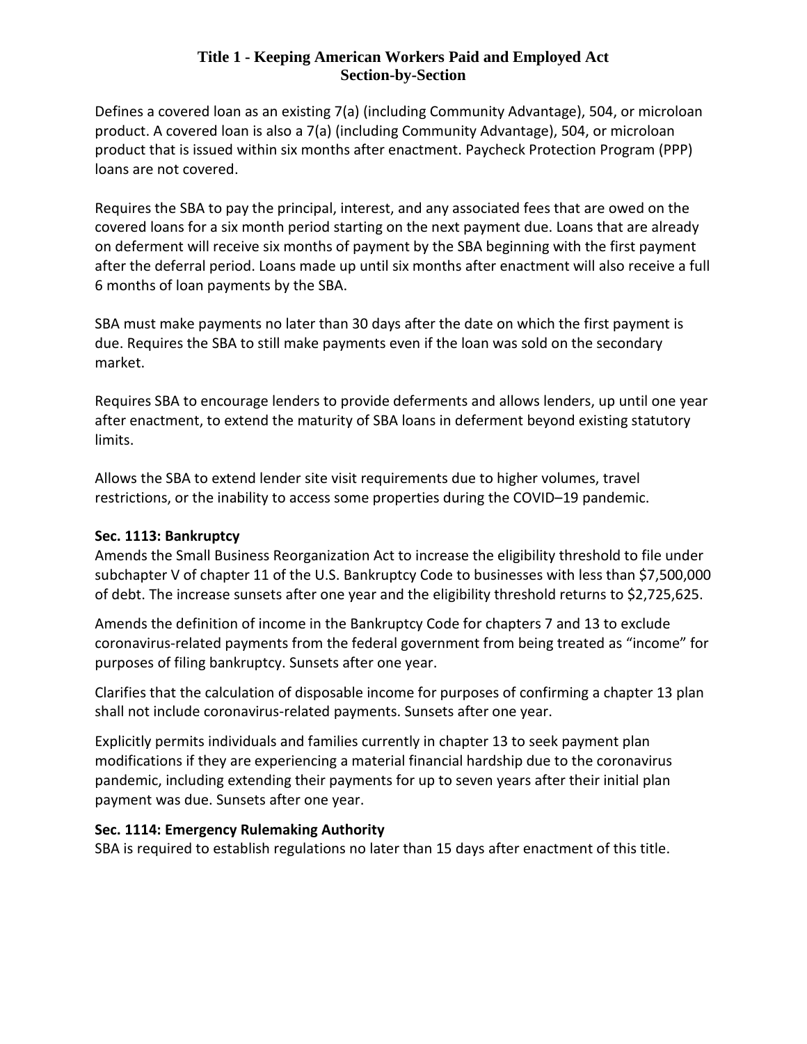# Title 1 - Keeping American Workers Paid and Employed Act
## Section-by-Section

Defines a covered loan as an existing 7(a) (including Community Advantage), 504, or microloan product. A covered loan is also a 7(a) (including Community Advantage), 504, or microloan product that is issued within six months after enactment. Paycheck Protection Program (PPP) loans are not covered.

Requires the SBA to pay the principal, interest, and any associated fees that are owed on the covered loans for a six month period starting on the next payment due. Loans that are already on deferment will receive six months of payment by the SBA beginning with the first payment after the deferral period. Loans made up until six months after enactment will also receive a full 6 months of loan payments by the SBA.

SBA must make payments no later than 30 days after the date on which the first payment is due. Requires the SBA to still make payments even if the loan was sold on the secondary market.

Requires SBA to encourage lenders to provide deferments and allows lenders, up until one year after enactment, to extend the maturity of SBA loans in deferment beyond existing statutory limits.

Allows the SBA to extend lender site visit requirements due to higher volumes, travel restrictions, or the inability to access some properties during the COVID–19 pandemic.

**Sec. 1113: Bankruptcy**

Amends the Small Business Reorganization Act to increase the eligibility threshold to file under subchapter V of chapter 11 of the U.S. Bankruptcy Code to businesses with less than $7,500,000 of debt. The increase sunsets after one year and the eligibility threshold returns to $2,725,625.

Amends the definition of income in the Bankruptcy Code for chapters 7 and 13 to exclude coronavirus-related payments from the federal government from being treated as "income" for purposes of filing bankruptcy. Sunsets after one year.

Clarifies that the calculation of disposable income for purposes of confirming a chapter 13 plan shall not include coronavirus-related payments. Sunsets after one year.

Explicitly permits individuals and families currently in chapter 13 to seek payment plan modifications if they are experiencing a material financial hardship due to the coronavirus pandemic, including extending their payments for up to seven years after their initial plan payment was due. Sunsets after one year.

**Sec. 1114: Emergency Rulemaking Authority**

SBA is required to establish regulations no later than 15 days after enactment of this title.